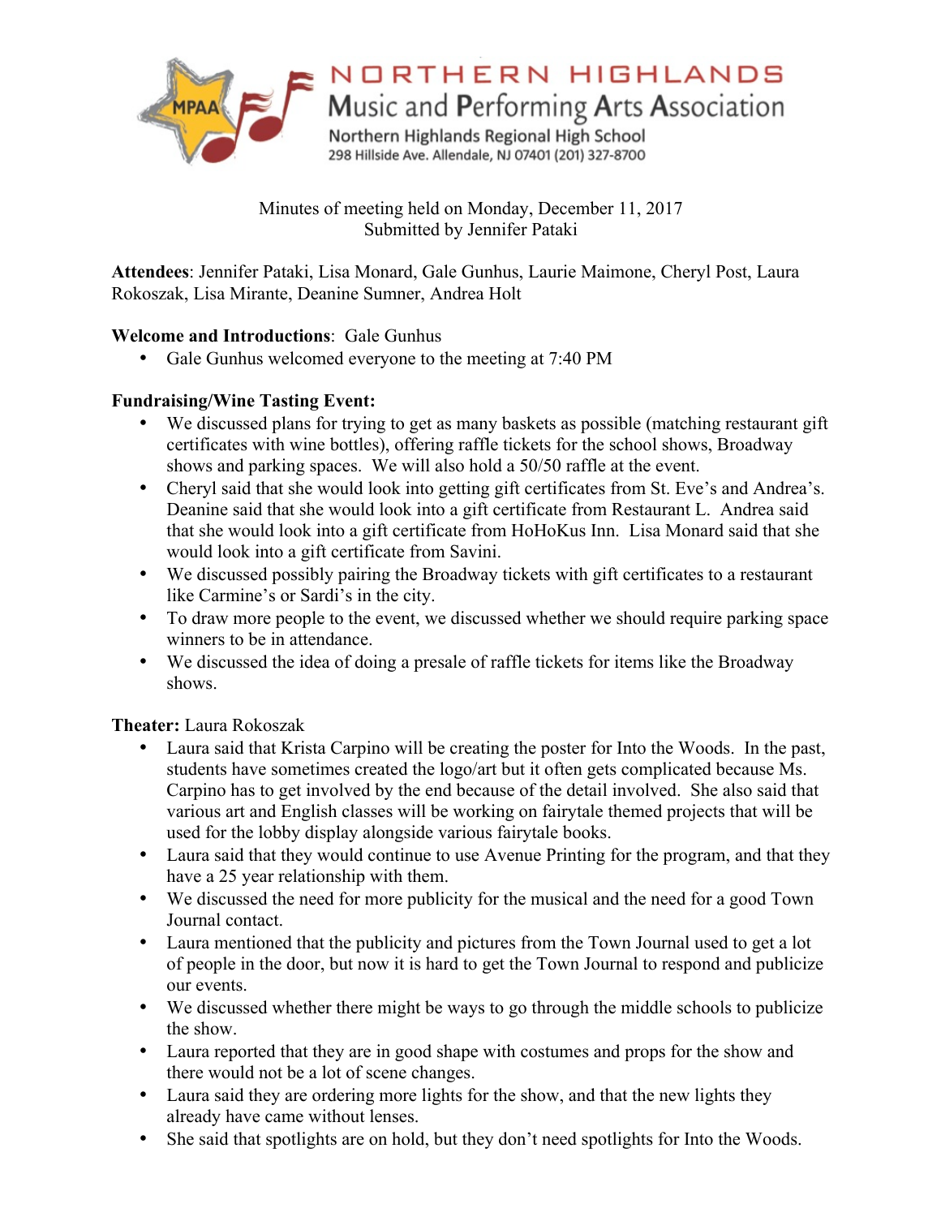# NORTHERN HIGHLANDS
## Music and Performing Arts Association

Northern Highlands Regional High School
298 Hillside Ave. Allendale, NJ 07401 (201) 327-8700

Minutes of meeting held on Monday, December 11, 2017
Submitted by Jennifer Pataki

**Attendees**: Jennifer Pataki, Lisa Monard, Gale Gunhus, Laurie Maimone, Cheryl Post, Laura Rokoszak, Lisa Mirante, Deanine Sumner, Andrea Holt

**Welcome and Introductions**: Gale Gunhus

- Gale Gunhus welcomed everyone to the meeting at 7:40 PM

**Fundraising/Wine Tasting Event:**

- We discussed plans for trying to get as many baskets as possible (matching restaurant gift certificates with wine bottles), offering raffle tickets for the school shows, Broadway shows and parking spaces. We will also hold a 50/50 raffle at the event.
- Cheryl said that she would look into getting gift certificates from St. Eve's and Andrea's. Deanine said that she would look into a gift certificate from Restaurant L. Andrea said that she would look into a gift certificate from HoHoKus Inn. Lisa Monard said that she would look into a gift certificate from Savini.
- We discussed possibly pairing the Broadway tickets with gift certificates to a restaurant like Carmine's or Sardi's in the city.
- To draw more people to the event, we discussed whether we should require parking space winners to be in attendance.
- We discussed the idea of doing a presale of raffle tickets for items like the Broadway shows.

**Theater:** Laura Rokoszak

- Laura said that Krista Carpino will be creating the poster for Into the Woods. In the past, students have sometimes created the logo/art but it often gets complicated because Ms. Carpino has to get involved by the end because of the detail involved. She also said that various art and English classes will be working on fairytale themed projects that will be used for the lobby display alongside various fairytale books.
- Laura said that they would continue to use Avenue Printing for the program, and that they have a 25 year relationship with them.
- We discussed the need for more publicity for the musical and the need for a good Town Journal contact.
- Laura mentioned that the publicity and pictures from the Town Journal used to get a lot of people in the door, but now it is hard to get the Town Journal to respond and publicize our events.
- We discussed whether there might be ways to go through the middle schools to publicize the show.
- Laura reported that they are in good shape with costumes and props for the show and there would not be a lot of scene changes.
- Laura said they are ordering more lights for the show, and that the new lights they already have came without lenses.
- She said that spotlights are on hold, but they don't need spotlights for Into the Woods.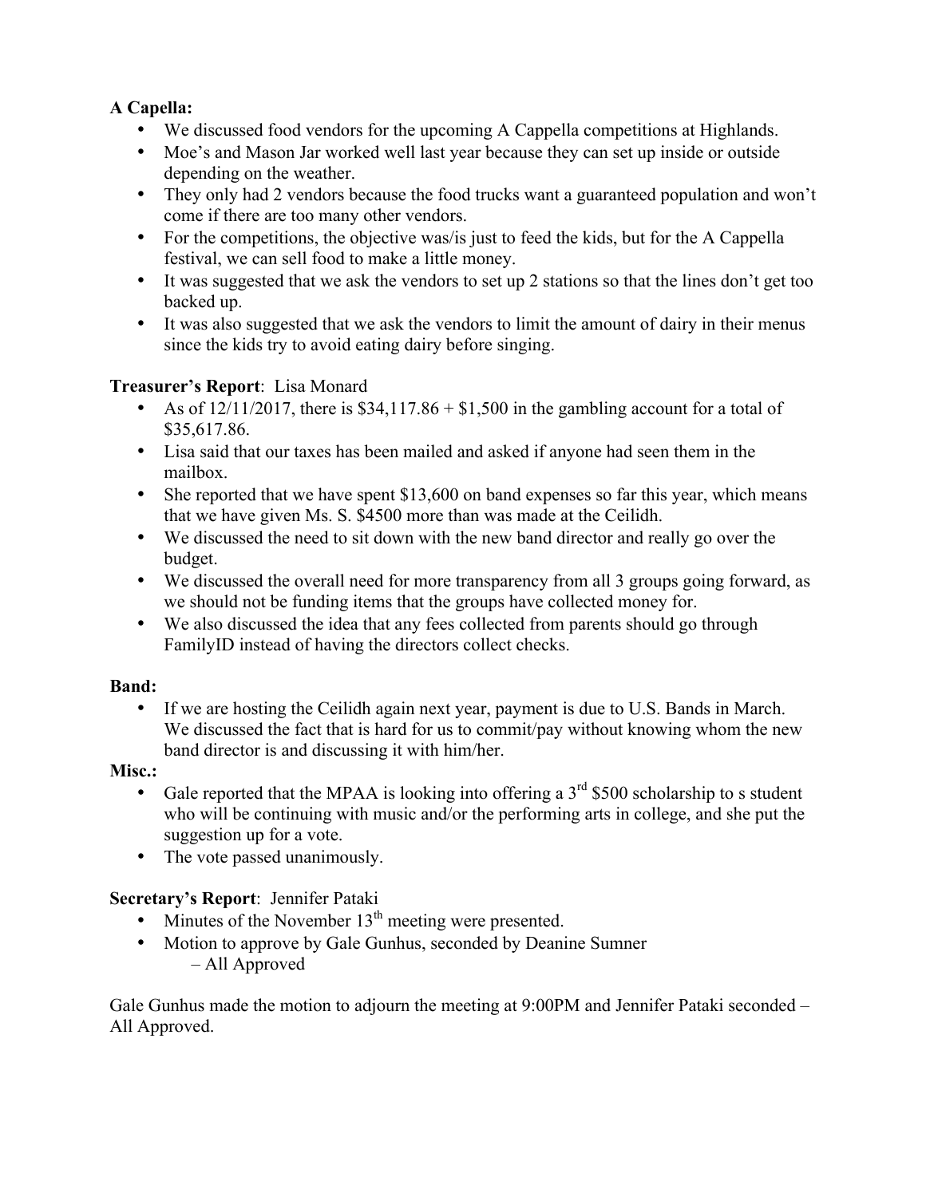**A Capella:**

- We discussed food vendors for the upcoming A Cappella competitions at Highlands.
- Moe's and Mason Jar worked well last year because they can set up inside or outside depending on the weather.
- They only had 2 vendors because the food trucks want a guaranteed population and won't come if there are too many other vendors.
- For the competitions, the objective was/is just to feed the kids, but for the A Cappella festival, we can sell food to make a little money.
- It was suggested that we ask the vendors to set up 2 stations so that the lines don't get too backed up.
- It was also suggested that we ask the vendors to limit the amount of dairy in their menus since the kids try to avoid eating dairy before singing.

**Treasurer's Report**: Lisa Monard

- As of 12/11/2017, there is $34,117.86 + $1,500 in the gambling account for a total of $35,617.86.
- Lisa said that our taxes has been mailed and asked if anyone had seen them in the mailbox.
- She reported that we have spent $13,600 on band expenses so far this year, which means that we have given Ms. S. $4500 more than was made at the Ceilidh.
- We discussed the need to sit down with the new band director and really go over the budget.
- We discussed the overall need for more transparency from all 3 groups going forward, as we should not be funding items that the groups have collected money for.
- We also discussed the idea that any fees collected from parents should go through FamilyID instead of having the directors collect checks.

**Band:**

- If we are hosting the Ceilidh again next year, payment is due to U.S. Bands in March. We discussed the fact that is hard for us to commit/pay without knowing whom the new band director is and discussing it with him/her.

**Misc.:**

- Gale reported that the MPAA is looking into offering a 3rd $500 scholarship to s student who will be continuing with music and/or the performing arts in college, and she put the suggestion up for a vote.
- The vote passed unanimously.

**Secretary's Report**: Jennifer Pataki

- Minutes of the November 13th meeting were presented.
- Motion to approve by Gale Gunhus, seconded by Deanine Sumner
  - All Approved

Gale Gunhus made the motion to adjourn the meeting at 9:00PM and Jennifer Pataki seconded – All Approved.